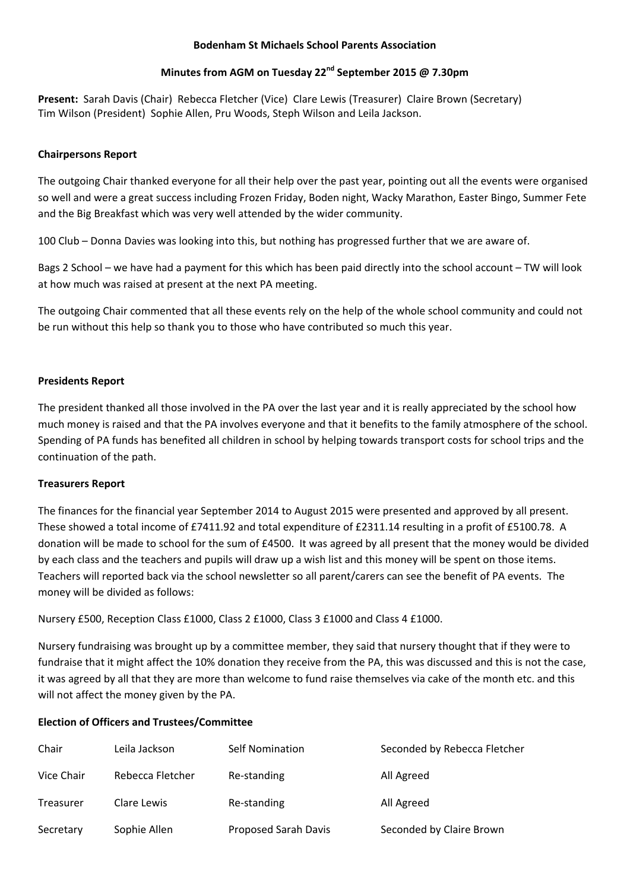**Bodenham St Michaels School Parents Association**

**Minutes from AGM on Tuesday 22nd September 2015 @ 7.30pm**

**Present:** Sarah Davis (Chair) Rebecca Fletcher (Vice) Clare Lewis (Treasurer) Claire Brown (Secretary) Tim Wilson (President) Sophie Allen, Pru Woods, Steph Wilson and Leila Jackson.

**Chairpersons Report**

The outgoing Chair thanked everyone for all their help over the past year, pointing out all the events were organised so well and were a great success including Frozen Friday, Boden night, Wacky Marathon, Easter Bingo, Summer Fete and the Big Breakfast which was very well attended by the wider community.

100 Club – Donna Davies was looking into this, but nothing has progressed further that we are aware of.

Bags 2 School – we have had a payment for this which has been paid directly into the school account – TW will look at how much was raised at present at the next PA meeting.

The outgoing Chair commented that all these events rely on the help of the whole school community and could not be run without this help so thank you to those who have contributed so much this year.

**Presidents Report**

The president thanked all those involved in the PA over the last year and it is really appreciated by the school how much money is raised and that the PA involves everyone and that it benefits to the family atmosphere of the school. Spending of PA funds has benefited all children in school by helping towards transport costs for school trips and the continuation of the path.

**Treasurers Report**

The finances for the financial year September 2014 to August 2015 were presented and approved by all present. These showed a total income of £7411.92 and total expenditure of £2311.14 resulting in a profit of £5100.78. A donation will be made to school for the sum of £4500. It was agreed by all present that the money would be divided by each class and the teachers and pupils will draw up a wish list and this money will be spent on those items. Teachers will reported back via the school newsletter so all parent/carers can see the benefit of PA events. The money will be divided as follows:

Nursery £500, Reception Class £1000, Class 2 £1000, Class 3 £1000 and Class 4 £1000.

Nursery fundraising was brought up by a committee member, they said that nursery thought that if they were to fundraise that it might affect the 10% donation they receive from the PA, this was discussed and this is not the case, it was agreed by all that they are more than welcome to fund raise themselves via cake of the month etc. and this will not affect the money given by the PA.

**Election of Officers and Trustees/Committee**

| | | | |
|---|---|---|---|
| Chair | Leila Jackson | Self Nomination | Seconded by Rebecca Fletcher |
| Vice Chair | Rebecca Fletcher | Re-standing | All Agreed |
| Treasurer | Clare Lewis | Re-standing | All Agreed |
| Secretary | Sophie Allen | Proposed Sarah Davis | Seconded by Claire Brown |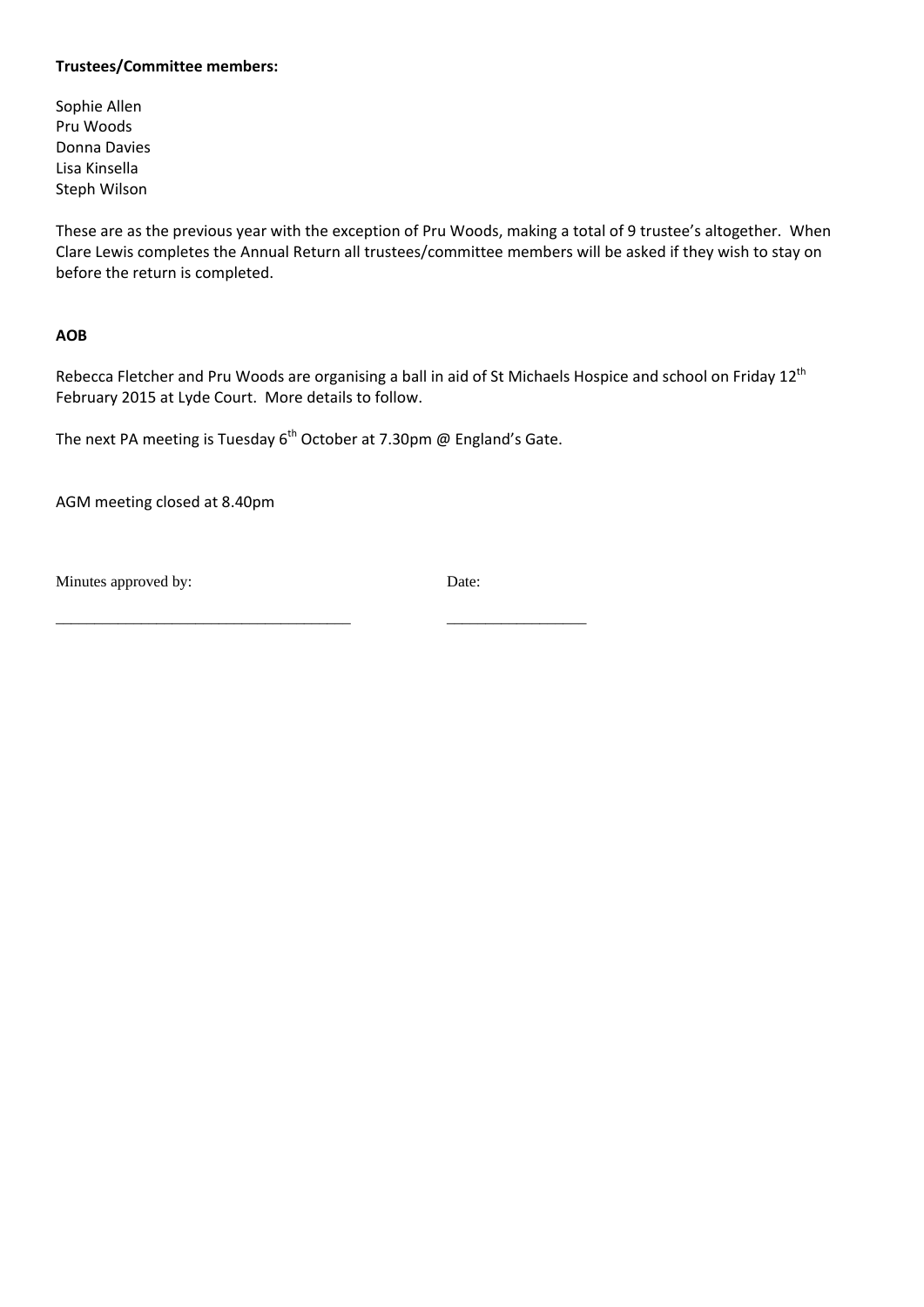**Trustees/Committee members:**

Sophie Allen
Pru Woods
Donna Davies
Lisa Kinsella
Steph Wilson

These are as the previous year with the exception of Pru Woods, making a total of 9 trustee's altogether. When Clare Lewis completes the Annual Return all trustees/committee members will be asked if they wish to stay on before the return is completed.

**AOB**

Rebecca Fletcher and Pru Woods are organising a ball in aid of St Michaels Hospice and school on Friday 12th February 2015 at Lyde Court. More details to follow.

The next PA meeting is Tuesday 6th October at 7.30pm @ England's Gate.

AGM meeting closed at 8.40pm

Minutes approved by: ______________________________ Date: ______________